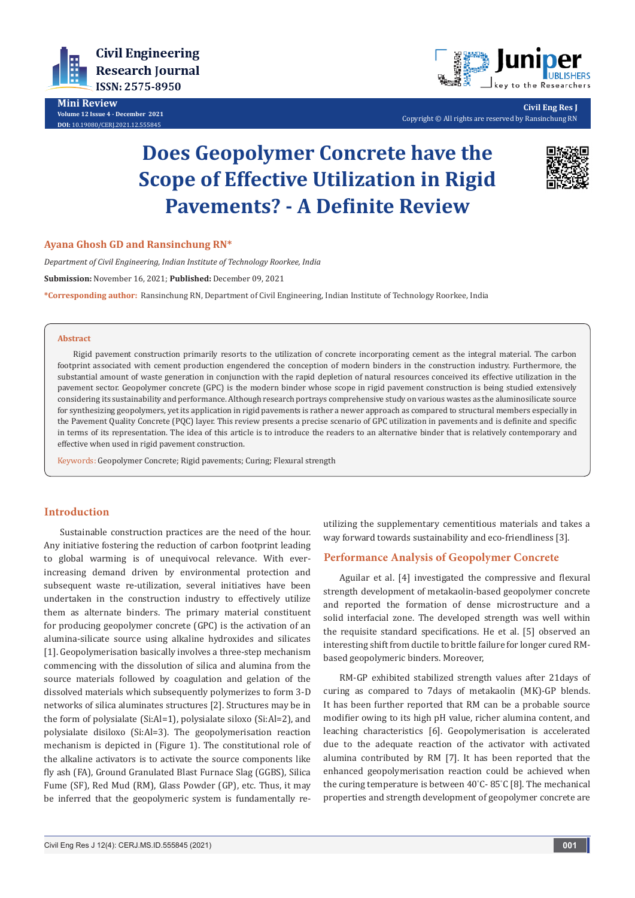# Does Geopolymer Concrete have the Scope of Effective Utilization in Rigid Pavements? - A Definite Review

**Ayana Ghosh GD and Ransinchung RN***

*Department of Civil Engineering, Indian Institute of Technology Roorkee, India*

**Submission:** November 16, 2021; **Published:** December 09, 2021

***Corresponding author:** Ransinchung RN, Department of Civil Engineering, Indian Institute of Technology Roorkee, India

## Abstract

Rigid pavement construction primarily resorts to the utilization of concrete incorporating cement as the integral material. The carbon footprint associated with cement production engendered the conception of modern binders in the construction industry. Furthermore, the substantial amount of waste generation in conjunction with the rapid depletion of natural resources conceived its effective utilization in the pavement sector. Geopolymer concrete (GPC) is the modern binder whose scope in rigid pavement construction is being studied extensively considering its sustainability and performance. Although research portrays comprehensive study on various wastes as the aluminosilicate source for synthesizing geopolymers, yet its application in rigid pavements is rather a newer approach as compared to structural members especially in the Pavement Quality Concrete (PQC) layer. This review presents a precise scenario of GPC utilization in pavements and is definite and specific in terms of its representation. The idea of this article is to introduce the readers to an alternative binder that is relatively contemporary and effective when used in rigid pavement construction.

**Keywords:** Geopolymer Concrete; Rigid pavements; Curing; Flexural strength

## Introduction

Sustainable construction practices are the need of the hour. Any initiative fostering the reduction of carbon footprint leading to global warming is of unequivocal relevance. With ever-increasing demand driven by environmental protection and subsequent waste re-utilization, several initiatives have been undertaken in the construction industry to effectively utilize them as alternate binders. The primary material constituent for producing geopolymer concrete (GPC) is the activation of an alumina-silicate source using alkaline hydroxides and silicates [1]. Geopolymerisation basically involves a three-step mechanism commencing with the dissolution of silica and alumina from the source materials followed by coagulation and gelation of the dissolved materials which subsequently polymerizes to form 3-D networks of silica aluminates structures [2]. Structures may be in the form of polysialate (Si:Al=1), polysialate siloxo (Si:Al=2), and polysialate disiloxo (Si:Al=3). The geopolymerisation reaction mechanism is depicted in (Figure 1). The constitutional role of the alkaline activators is to activate the source components like fly ash (FA), Ground Granulated Blast Furnace Slag (GGBS), Silica Fume (SF), Red Mud (RM), Glass Powder (GP), etc. Thus, it may be inferred that the geopolymeric system is fundamentally re-utilizing the supplementary cementitious materials and takes a way forward towards sustainability and eco-friendliness [3].

## Performance Analysis of Geopolymer Concrete

Aguilar et al. [4] investigated the compressive and flexural strength development of metakaolin-based geopolymer concrete and reported the formation of dense microstructure and a solid interfacial zone. The developed strength was well within the requisite standard specifications. He et al. [5] observed an interesting shift from ductile to brittle failure for longer cured RM-based geopolymeric binders. Moreover,

RM-GP exhibited stabilized strength values after 21days of curing as compared to 7days of metakaolin (MK)-GP blends. It has been further reported that RM can be a probable source modifier owing to its high pH value, richer alumina content, and leaching characteristics [6]. Geopolymerisation is accelerated due to the adequate reaction of the activator with activated alumina contributed by RM [7]. It has been reported that the enhanced geopolymerisation reaction could be achieved when the curing temperature is between 40˚C- 85˚C [8]. The mechanical properties and strength development of geopolymer concrete are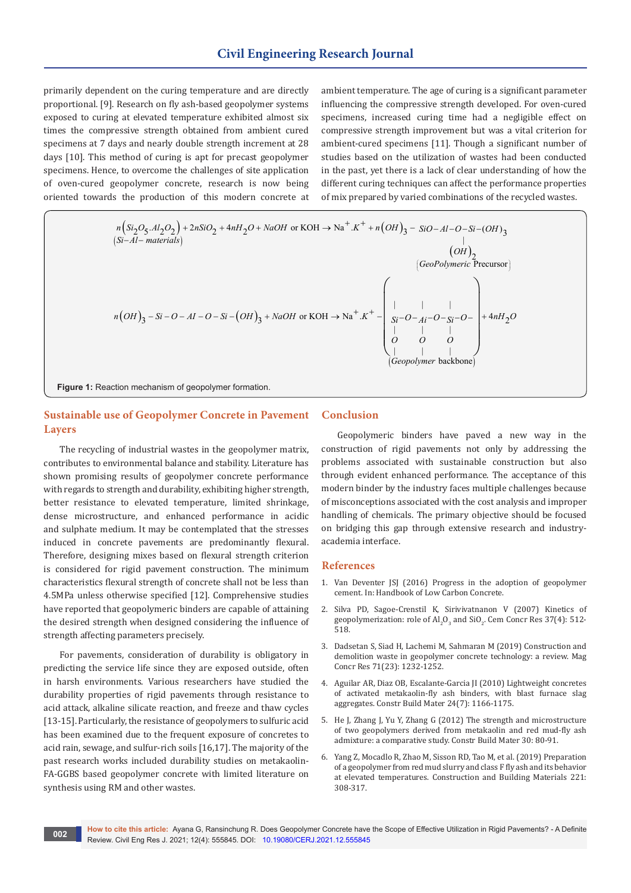primarily dependent on the curing temperature and are directly proportional. [9]. Research on fly ash-based geopolymer systems exposed to curing at elevated temperature exhibited almost six times the compressive strength obtained from ambient cured specimens at 7 days and nearly double strength increment at 28 days [10]. This method of curing is apt for precast geopolymer specimens. Hence, to overcome the challenges of site application of oven-cured geopolymer concrete, research is now being oriented towards the production of this modern concrete at ambient temperature. The age of curing is a significant parameter influencing the compressive strength developed. For oven-cured specimens, increased curing time had a negligible effect on compressive strength improvement but was a vital criterion for ambient-cured specimens [11]. Though a significant number of studies based on the utilization of wastes had been conducted in the past, yet there is a lack of clear understanding of how the different curing techniques can affect the performance properties of mix prepared by varied combinations of the recycled wastes.

$$\underset{(Si-Al-materials)}{n\left(Si_2O_5.Al_2O_2\right)} + 2nSiO_2 + 4nH_2O + NaOH \text{ or KOH} \rightarrow \text{Na}^+.K^+ + n(OH)_3 - \underset{(GeoPolymeric\ \text{Precursor})}{SiO-\underset{(OH)_2}{\underset{|}{Al}}-O-Si-(OH)_3}$$

$$n(OH)_3 - Si-O-AI-O-Si-(OH)_3 + NaOH \text{ or KOH} \rightarrow \text{Na}^+.K^+ - \underset{(Geopolymer\ \text{backbone})}{\left( \begin{array}{ccc} | & | & | \\ Si-O- & Ai-O- & Si-O- \\ | & | & | \\ O & O & O \\ | & | & | \end{array} \right)} + 4nH_2O$$

**Figure 1:** Reaction mechanism of geopolymer formation.

## Sustainable use of Geopolymer Concrete in Pavement Layers

The recycling of industrial wastes in the geopolymer matrix, contributes to environmental balance and stability. Literature has shown promising results of geopolymer concrete performance with regards to strength and durability, exhibiting higher strength, better resistance to elevated temperature, limited shrinkage, dense microstructure, and enhanced performance in acidic and sulphate medium. It may be contemplated that the stresses induced in concrete pavements are predominantly flexural. Therefore, designing mixes based on flexural strength criterion is considered for rigid pavement construction. The minimum characteristics flexural strength of concrete shall not be less than 4.5MPa unless otherwise specified [12]. Comprehensive studies have reported that geopolymeric binders are capable of attaining the desired strength when designed considering the influence of strength affecting parameters precisely.

For pavements, consideration of durability is obligatory in predicting the service life since they are exposed outside, often in harsh environments. Various researchers have studied the durability properties of rigid pavements through resistance to acid attack, alkaline silicate reaction, and freeze and thaw cycles [13-15]. Particularly, the resistance of geopolymers to sulfuric acid has been examined due to the frequent exposure of concretes to acid rain, sewage, and sulfur-rich soils [16,17]. The majority of the past research works included durability studies on metakaolin-FA-GGBS based geopolymer concrete with limited literature on synthesis using RM and other wastes.

## Conclusion

Geopolymeric binders have paved a new way in the construction of rigid pavements not only by addressing the problems associated with sustainable construction but also through evident enhanced performance. The acceptance of this modern binder by the industry faces multiple challenges because of misconceptions associated with the cost analysis and improper handling of chemicals. The primary objective should be focused on bridging this gap through extensive research and industry-academia interface.

## References

1. Van Deventer JSJ (2016) Progress in the adoption of geopolymer cement. In: Handbook of Low Carbon Concrete.
2. Silva PD, Sagoe-Crenstil K, Sirivivatnanon V (2007) Kinetics of geopolymerization: role of $Al_2O_3$ and $SiO_2$. Cem Concr Res 37(4): 512-518.
3. Dadsetan S, Siad H, Lachemi M, Sahmaran M (2019) Construction and demolition waste in geopolymer concrete technology: a review. Mag Concr Res 71(23): 1232-1252.
4. Aguilar AR, Diaz OB, Escalante-Garcia JI (2010) Lightweight concretes of activated metakaolin-fly ash binders, with blast furnace slag aggregates. Constr Build Mater 24(7): 1166-1175.
5. He J, Zhang J, Yu Y, Zhang G (2012) The strength and microstructure of two geopolymers derived from metakaolin and red mud-fly ash admixture: a comparative study. Constr Build Mater 30: 80-91.
6. Yang Z, Mocadlo R, Zhao M, Sisson RD, Tao M, et al. (2019) Preparation of a geopolymer from red mud slurry and class F fly ash and its behavior at elevated temperatures. Construction and Building Materials 221: 308-317.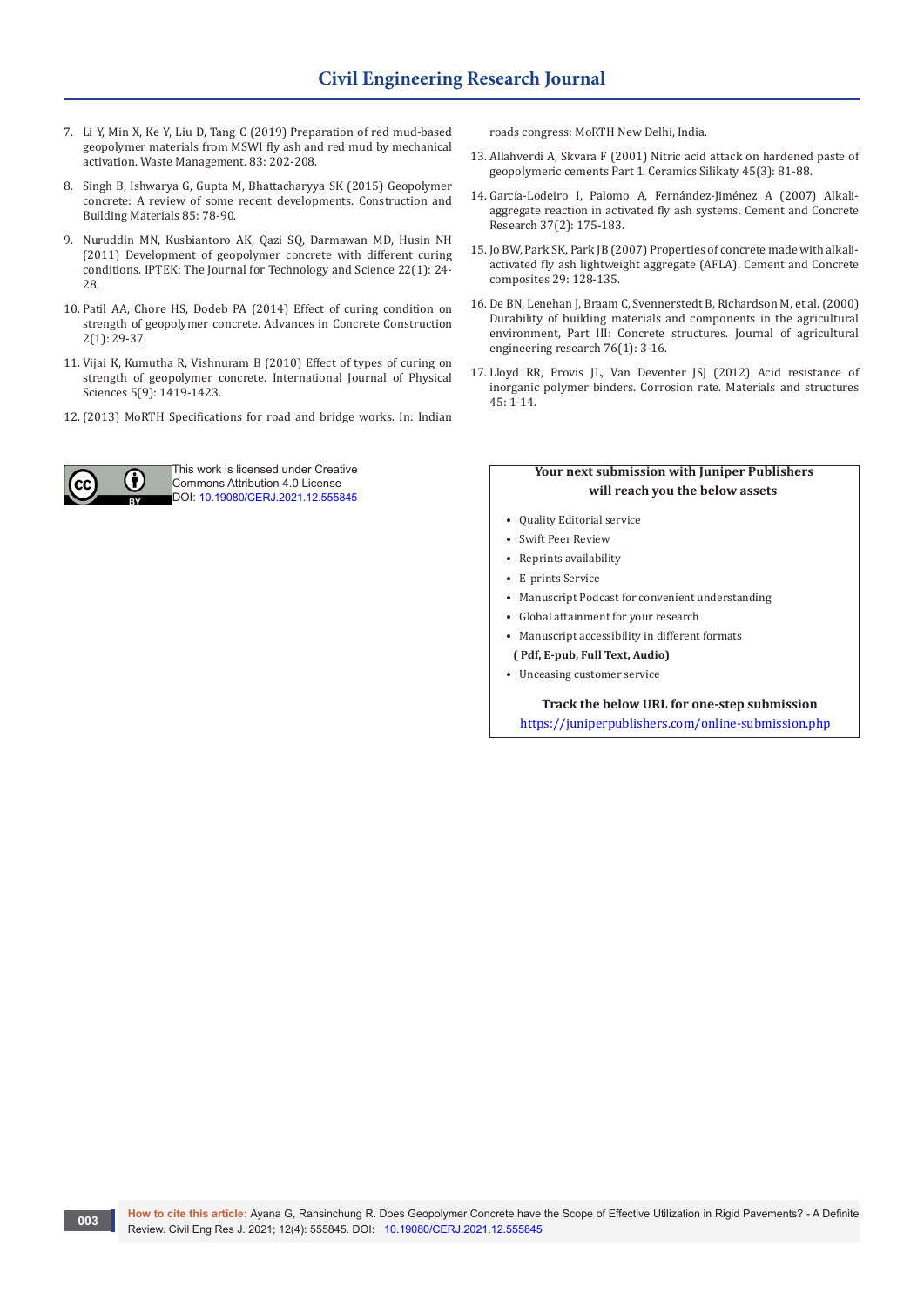7. Li Y, Min X, Ke Y, Liu D, Tang C (2019) Preparation of red mud-based geopolymer materials from MSWI fly ash and red mud by mechanical activation. Waste Management. 83: 202-208.
8. Singh B, Ishwarya G, Gupta M, Bhattacharyya SK (2015) Geopolymer concrete: A review of some recent developments. Construction and Building Materials 85: 78-90.
9. Nuruddin MN, Kusbiantoro AK, Qazi SQ, Darmawan MD, Husin NH (2011) Development of geopolymer concrete with different curing conditions. IPTEK: The Journal for Technology and Science 22(1): 24-28.
10. Patil AA, Chore HS, Dodeb PA (2014) Effect of curing condition on strength of geopolymer concrete. Advances in Concrete Construction 2(1): 29-37.
11. Vijai K, Kumutha R, Vishnuram B (2010) Effect of types of curing on strength of geopolymer concrete. International Journal of Physical Sciences 5(9): 1419-1423.
12. (2013) MoRTH Specifications for road and bridge works. In: Indian roads congress: MoRTH New Delhi, India.
13. Allahverdi A, Skvara F (2001) Nitric acid attack on hardened paste of geopolymeric cements Part 1. Ceramics Silikaty 45(3): 81-88.
14. García-Lodeiro I, Palomo A, Fernández-Jiménez A (2007) Alkali-aggregate reaction in activated fly ash systems. Cement and Concrete Research 37(2): 175-183.
15. Jo BW, Park SK, Park JB (2007) Properties of concrete made with alkali-activated fly ash lightweight aggregate (AFLA). Cement and Concrete composites 29: 128-135.
16. De BN, Lenehan J, Braam C, Svennerstedt B, Richardson M, et al. (2000) Durability of building materials and components in the agricultural environment, Part III: Concrete structures. Journal of agricultural engineering research 76(1): 3-16.
17. Lloyd RR, Provis JL, Van Deventer JSJ (2012) Acid resistance of inorganic polymer binders. Corrosion rate. Materials and structures 45: 1-14.

This work is licensed under Creative Commons Attribution 4.0 License
DOI: 10.19080/CERJ.2021.12.555845

**Your next submission with Juniper Publishers will reach you the below assets**

- Quality Editorial service
- Swift Peer Review
- Reprints availability
- E-prints Service
- Manuscript Podcast for convenient understanding
- Global attainment for your research
- Manuscript accessibility in different formats

**( Pdf, E-pub, Full Text, Audio)**

- Unceasing customer service

**Track the below URL for one-step submission**

https://juniperpublishers.com/online-submission.php